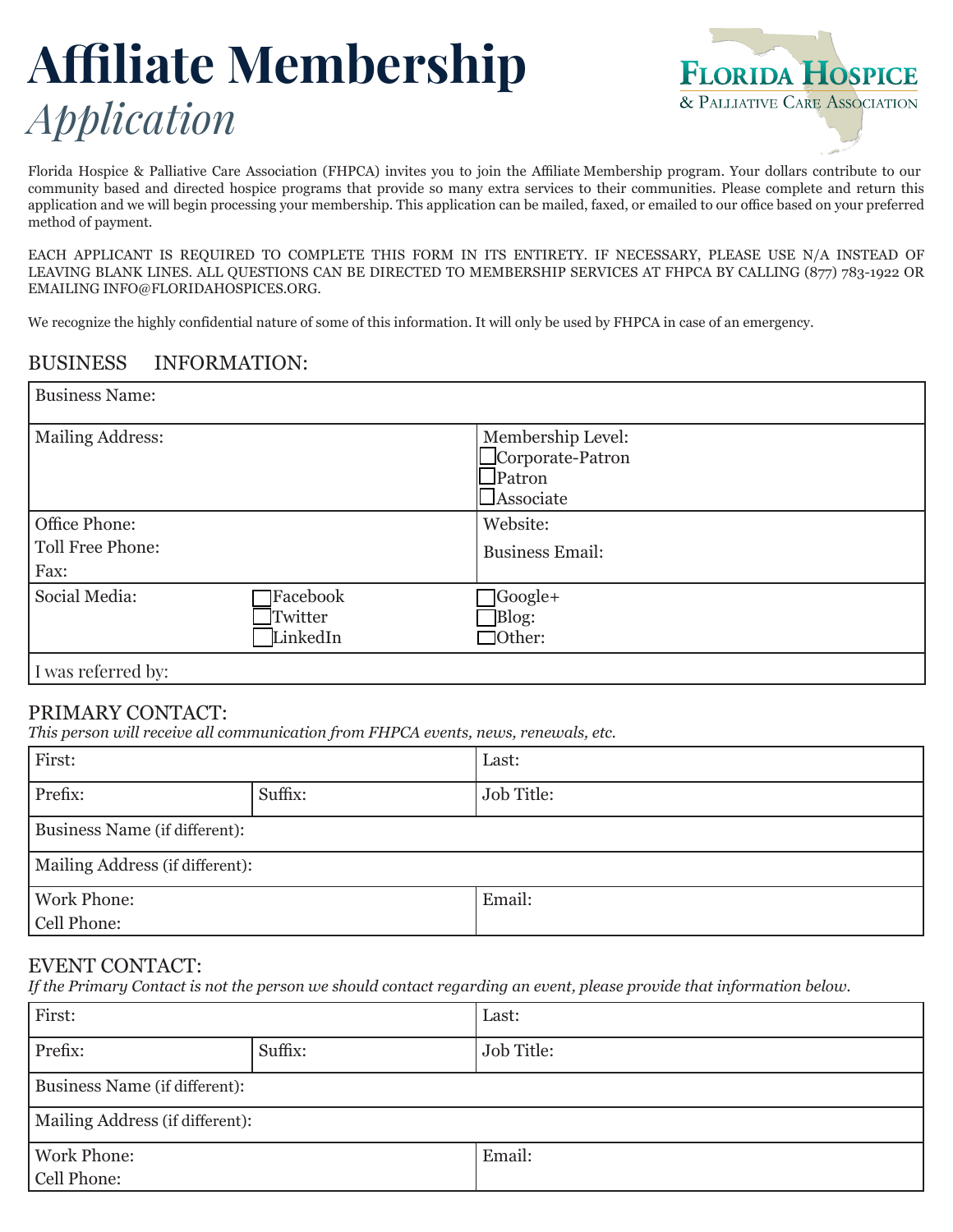# Affiliate Membership

*Application*

FLORIDA HOSPICE & PALLIATIVE CARE ASSOCIATION

Florida Hospice & Palliative Care Association (FHPCA) invites you to join the Affiliate Membership program. Your dollars contribute to our community based and directed hospice programs that provide so many extra services to their communities. Please complete and return this application and we will begin processing your membership. This application can be mailed, faxed, or emailed to our office based on your preferred method of payment.

EACH APPLICANT IS REQUIRED TO COMPLETE THIS FORM IN ITS ENTIRETY. IF NECESSARY, PLEASE USE N/A INSTEAD OF LEAVING BLANK LINES. ALL QUESTIONS CAN BE DIRECTED TO MEMBERSHIP SERVICES AT FHPCA BY CALLING (877) 783-1922 OR EMAILING INFO@FLORIDAHOSPICES.ORG.

We recognize the highly confidential nature of some of this information. It will only be used by FHPCA in case of an emergency.

## BUSINESS INFORMATION:

| Business Name: | | |
|---|---|---|
| Mailing Address: | | Membership Level:<br>☐ Corporate-Patron<br>☐ Patron<br>☐ Associate |
| Office Phone:<br>Toll Free Phone:<br>Fax: | | Website:<br>Business Email: |
| Social Media: | ☐ Facebook<br>☐ Twitter<br>☐ LinkedIn | ☐ Google+<br>☐ Blog:<br>☐ Other: |
| I was referred by: | | |

## PRIMARY CONTACT:

*This person will receive all communication from FHPCA events, news, renewals, etc.*

| First: | | Last: |
|---|---|---|
| Prefix: | Suffix: | Job Title: |
| Business Name (if different): | | |
| Mailing Address (if different): | | |
| Work Phone:<br>Cell Phone: | | Email: |

## EVENT CONTACT:

*If the Primary Contact is not the person we should contact regarding an event, please provide that information below.*

| First: | | Last: |
|---|---|---|
| Prefix: | Suffix: | Job Title: |
| Business Name (if different): | | |
| Mailing Address (if different): | | |
| Work Phone:<br>Cell Phone: | | Email: |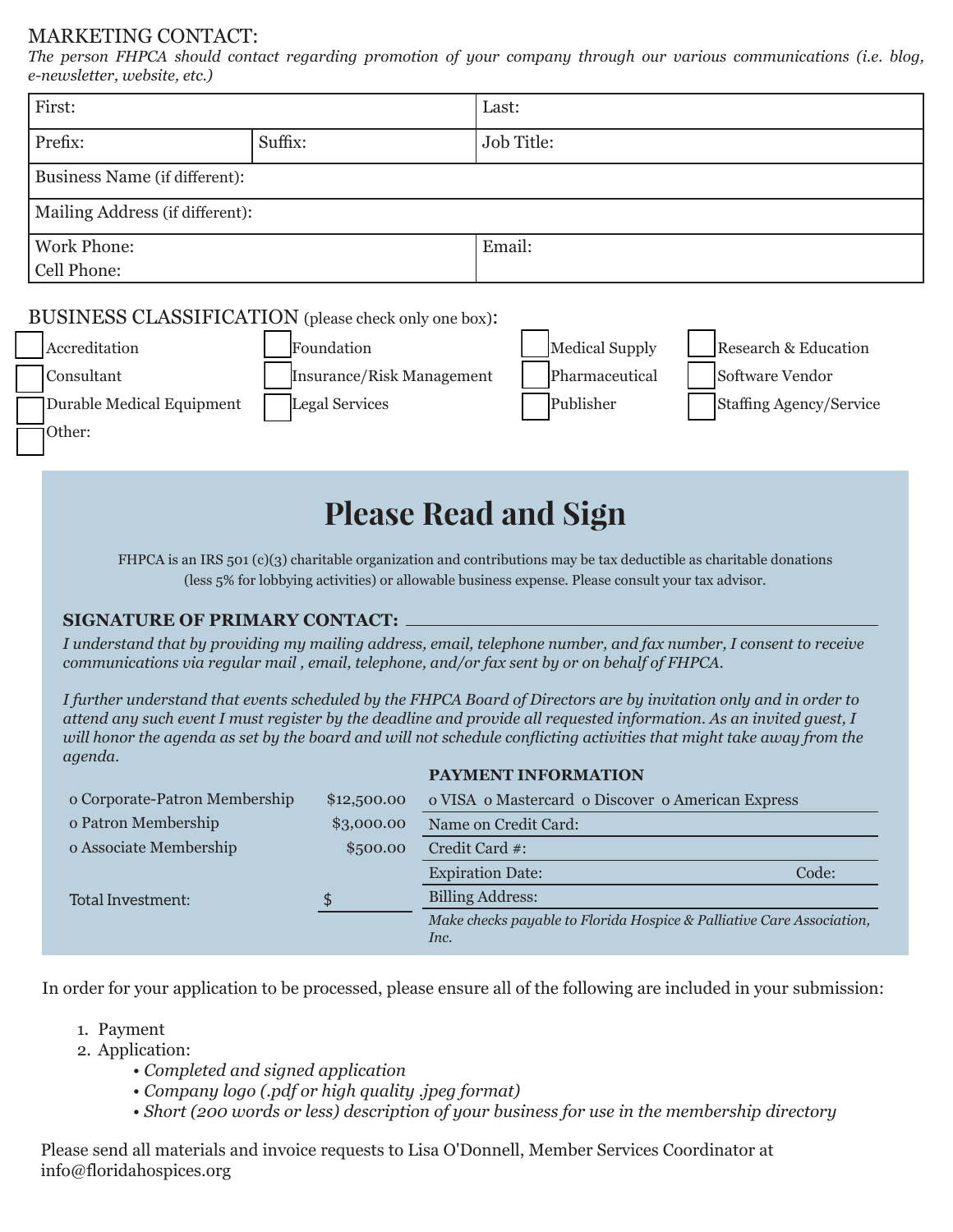MARKETING CONTACT:

*The person FHPCA should contact regarding promotion of your company through our various communications (i.e. blog, e-newsletter, website, etc.)*

| | | |
|---|---|---|
| First: | | Last: |
| Prefix: | Suffix: | Job Title: |
| Business Name (if different): | | |
| Mailing Address (if different): | | |
| Work Phone:<br>Cell Phone: | | Email: |

BUSINESS CLASSIFICATION (please check only one box):

- ☐ Accreditation
- ☐ Consultant
- ☐ Durable Medical Equipment
- ☐ Other:
- ☐ Foundation
- ☐ Insurance/Risk Management
- ☐ Legal Services
- ☐ Medical Supply
- ☐ Pharmaceutical
- ☐ Publisher
- ☐ Research & Education
- ☐ Software Vendor
- ☐ Staffing Agency/Service

# Please Read and Sign

FHPCA is an IRS 501 (c)(3) charitable organization and contributions may be tax deductible as charitable donations (less 5% for lobbying activities) or allowable business expense. Please consult your tax advisor.

**SIGNATURE OF PRIMARY CONTACT:** ____________________

*I understand that by providing my mailing address, email, telephone number, and fax number, I consent to receive communications via regular mail , email, telephone, and/or fax sent by or on behalf of FHPCA.*

*I further understand that events scheduled by the FHPCA Board of Directors are by invitation only and in order to attend any such event I must register by the deadline and provide all requested information. As an invited guest, I will honor the agenda as set by the board and will not schedule conflicting activities that might take away from the agenda.*

o Corporate-Patron Membership $12,500.00

o Patron Membership $3,000.00

o Associate Membership $500.00

Total Investment: $ ________

**PAYMENT INFORMATION**

o VISA o Mastercard o Discover o American Express

Name on Credit Card:

Credit Card #:

Expiration Date: Code:

Billing Address:

*Make checks payable to Florida Hospice & Palliative Care Association, Inc.*

In order for your application to be processed, please ensure all of the following are included in your submission:

1. Payment
2. Application:
   - *Completed and signed application*
   - *Company logo (.pdf or high quality .jpeg format)*
   - *Short (200 words or less) description of your business for use in the membership directory*

Please send all materials and invoice requests to Lisa O'Donnell, Member Services Coordinator at info@floridahospices.org